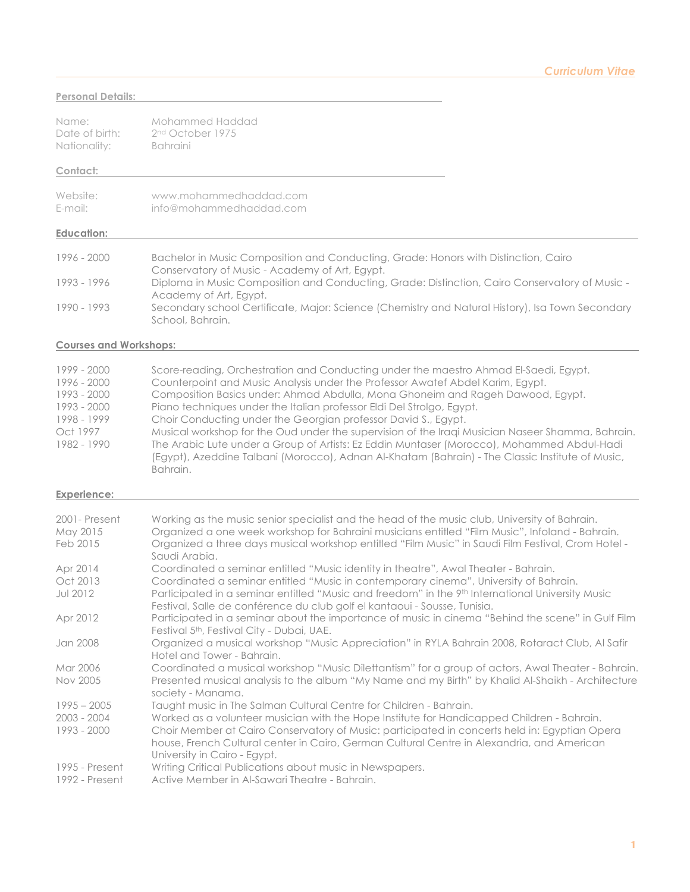*Curriculum Vitae*

## Personal Details:

| | |
|---|---|
| Name: | Mohammed Haddad |
| Date of birth: | 2nd October 1975 |
| Nationality: | Bahraini |

## Contact:

| | |
|---|---|
| Website: | www.mohammedhaddad.com |
| E-mail: | info@mohammedhaddad.com |

## Education:

| | |
|---|---|
| 1996 - 2000 | Bachelor in Music Composition and Conducting, Grade: Honors with Distinction, Cairo Conservatory of Music - Academy of Art, Egypt. |
| 1993 - 1996 | Diploma in Music Composition and Conducting, Grade: Distinction, Cairo Conservatory of Music - Academy of Art, Egypt. |
| 1990 - 1993 | Secondary school Certificate, Major: Science (Chemistry and Natural History), Isa Town Secondary School, Bahrain. |

## Courses and Workshops:

| | |
|---|---|
| 1999 - 2000 | Score-reading, Orchestration and Conducting under the maestro Ahmad El-Saedi, Egypt. |
| 1996 - 2000 | Counterpoint and Music Analysis under the Professor Awatef Abdel Karim, Egypt. |
| 1993 - 2000 | Composition Basics under: Ahmad Abdulla, Mona Ghoneim and Rageh Dawood, Egypt. |
| 1993 - 2000 | Piano techniques under the Italian professor Eldi Del Strolgo, Egypt. |
| 1998 - 1999 | Choir Conducting under the Georgian professor David S., Egypt. |
| Oct 1997 | Musical workshop for the Oud under the supervision of the Iraqi Musician Naseer Shamma, Bahrain. |
| 1982 - 1990 | The Arabic Lute under a Group of Artists: Ez Eddin Muntaser (Morocco), Mohammed Abdul-Hadi (Egypt), Azeddine Talbani (Morocco), Adnan Al-Khatam (Bahrain) - The Classic Institute of Music, Bahrain. |

## Experience:

| | |
|---|---|
| 2001- Present | Working as the music senior specialist and the head of the music club, University of Bahrain. |
| May 2015 | Organized a one week workshop for Bahraini musicians entitled "Film Music", Infoland - Bahrain. |
| Feb 2015 | Organized a three days musical workshop entitled "Film Music" in Saudi Film Festival, Crom Hotel - Saudi Arabia. |
| Apr 2014 | Coordinated a seminar entitled "Music identity in theatre", Awal Theater - Bahrain. |
| Oct 2013 | Coordinated a seminar entitled "Music in contemporary cinema", University of Bahrain. |
| Jul 2012 | Participated in a seminar entitled "Music and freedom" in the 9th International University Music Festival, Salle de conférence du club golf el kantaoui - Sousse, Tunisia. |
| Apr 2012 | Participated in a seminar about the importance of music in cinema "Behind the scene" in Gulf Film Festival 5th, Festival City - Dubai, UAE. |
| Jan 2008 | Organized a musical workshop "Music Appreciation" in RYLA Bahrain 2008, Rotaract Club, Al Safir Hotel and Tower - Bahrain. |
| Mar 2006 | Coordinated a musical workshop "Music Dilettantism" for a group of actors, Awal Theater - Bahrain. |
| Nov 2005 | Presented musical analysis to the album "My Name and my Birth" by Khalid Al-Shaikh - Architecture society - Manama. |
| 1995 – 2005 | Taught music in The Salman Cultural Centre for Children - Bahrain. |
| 2003 - 2004 | Worked as a volunteer musician with the Hope Institute for Handicapped Children - Bahrain. |
| 1993 - 2000 | Choir Member at Cairo Conservatory of Music: participated in concerts held in: Egyptian Opera house, French Cultural center in Cairo, German Cultural Centre in Alexandria, and American University in Cairo - Egypt. |
| 1995 - Present | Writing Critical Publications about music in Newspapers. |
| 1992 - Present | Active Member in Al-Sawari Theatre - Bahrain. |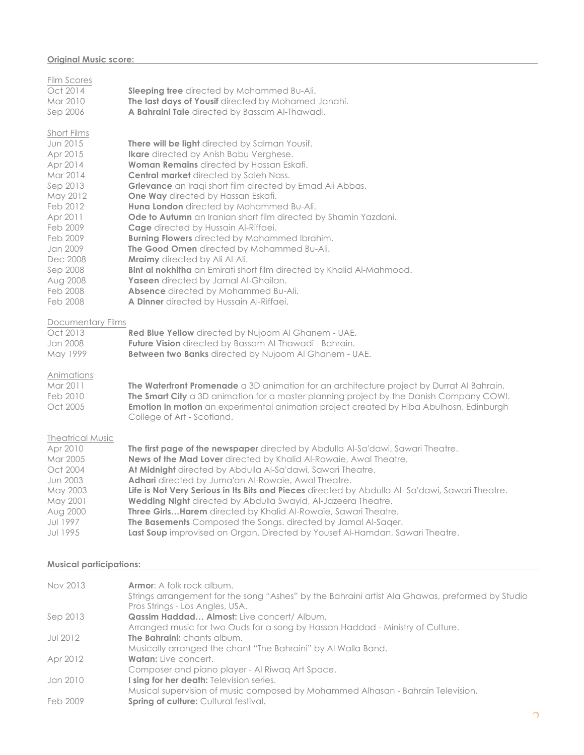**Original Music score:**

Film Scores

| | |
|---|---|
| Oct 2014 | **Sleeping tree** directed by Mohammed Bu-Ali. |
| Mar 2010 | **The last days of Yousif** directed by Mohamed Janahi. |
| Sep 2006 | **A Bahraini Tale** directed by Bassam Al-Thawadi. |

Short Films

| | |
|---|---|
| Jun 2015 | **There will be light** directed by Salman Yousif. |
| Apr 2015 | **Ikare** directed by Anish Babu Verghese. |
| Apr 2014 | **Woman Remains** directed by Hassan Eskafi. |
| Mar 2014 | **Central market** directed by Saleh Nass. |
| Sep 2013 | **Grievance** an Iraqi short film directed by Emad Ali Abbas. |
| May 2012 | **One Way** directed by Hassan Eskafi. |
| Feb 2012 | **Huna London** directed by Mohammed Bu-Ali. |
| Apr 2011 | **Ode to Autumn** an Iranian short film directed by Shamin Yazdani. |
| Feb 2009 | **Cage** directed by Hussain Al-Riffaei. |
| Feb 2009 | **Burning Flowers** directed by Mohammed Ibrahim. |
| Jan 2009 | **The Good Omen** directed by Mohammed Bu-Ali. |
| Dec 2008 | **Mraimy** directed by Ali Al-Ali. |
| Sep 2008 | **Bint al nokhitha** an Emirati short film directed by Khalid Al-Mahmood. |
| Aug 2008 | **Yaseen** directed by Jamal Al-Ghailan. |
| Feb 2008 | **Absence** directed by Mohammed Bu-Ali. |
| Feb 2008 | **A Dinner** directed by Hussain Al-Riffaei. |

Documentary Films

| | |
|---|---|
| Oct 2013 | **Red Blue Yellow** directed by Nujoom Al Ghanem - UAE. |
| Jan 2008 | **Future Vision** directed by Bassam Al-Thawadi - Bahrain. |
| May 1999 | **Between two Banks** directed by Nujoom Al Ghanem - UAE. |

Animations

| | |
|---|---|
| Mar 2011 | **The Waterfront Promenade** a 3D animation for an architecture project by Durrat Al Bahrain. |
| Feb 2010 | **The Smart City** a 3D animation for a master planning project by the Danish Company COWI. |
| Oct 2005 | **Emotion in motion** an experimental animation project created by Hiba Abulhosn, Edinburgh College of Art - Scotland. |

Theatrical Music

| | |
|---|---|
| Apr 2010 | **The first page of the newspaper** directed by Abdulla Al-Sa'dawi, Sawari Theatre. |
| Mar 2005 | **News of the Mad Lover** directed by Khalid Al-Rowaie, Awal Theatre. |
| Oct 2004 | **At Midnight** directed by Abdulla Al-Sa'dawi, Sawari Theatre. |
| Jun 2003 | **Adhari** directed by Juma'an Al-Rowaie, Awal Theatre. |
| May 2003 | **Life is Not Very Serious in Its Bits and Pieces** directed by Abdulla Al- Sa'dawi, Sawari Theatre. |
| May 2001 | **Wedding Night** directed by Abdulla Swayid, Al-Jazeera Theatre. |
| Aug 2000 | **Three Girls…Harem** directed by Khalid Al-Rowaie, Sawari Theatre. |
| Jul 1997 | **The Basements** Composed the Songs. directed by Jamal Al-Saqer. |
| Jul 1995 | **Last Soup** improvised on Organ. Directed by Yousef Al-Hamdan, Sawari Theatre. |

**Musical participations:**

| | |
|---|---|
| Nov 2013 | **Armor**: A folk rock album. Strings arrangement for the song "Ashes" by the Bahraini artist Ala Ghawas, preformed by Studio Pros Strings - Los Angles, USA. |
| Sep 2013 | **Qassim Haddad… Almost:** Live concert/ Album. Arranged music for two Ouds for a song by Hassan Haddad - Ministry of Culture. |
| Jul 2012 | **The Bahraini:** chants album. Musically arranged the chant "The Bahraini" by Al Walla Band. |
| Apr 2012 | **Watan:** Live concert. Composer and piano player - Al Riwaq Art Space. |
| Jan 2010 | **I sing for her death:** Television series. Musical supervision of music composed by Mohammed Alhasan - Bahrain Television. |
| Feb 2009 | **Spring of culture:** Cultural festival. |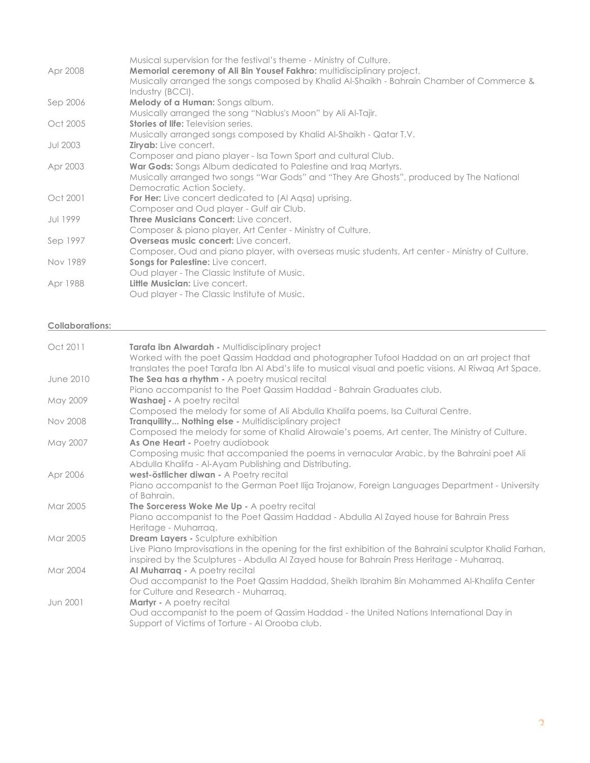| | |
|---|---|
| | Musical supervision for the festival's theme - Ministry of Culture. |
| Apr 2008 | **Memorial ceremony of Ali Bin Yousef Fakhro:** multidisciplinary project.<br>Musically arranged the songs composed by Khalid Al-Shaikh - Bahrain Chamber of Commerce & Industry (BCCI). |
| Sep 2006 | **Melody of a Human:** Songs album.<br>Musically arranged the song "Nablus's Moon" by Ali Al-Tajir. |
| Oct 2005 | **Stories of life:** Television series.<br>Musically arranged songs composed by Khalid Al-Shaikh - Qatar T.V. |
| Jul 2003 | **Ziryab:** Live concert.<br>Composer and piano player - Isa Town Sport and cultural Club. |
| Apr 2003 | **War Gods:** Songs Album dedicated to Palestine and Iraq Martyrs.<br>Musically arranged two songs "War Gods" and "They Are Ghosts", produced by The National Democratic Action Society. |
| Oct 2001 | **For Her:** Live concert dedicated to (Al Aqsa) uprising.<br>Composer and Oud player - Gulf air Club. |
| Jul 1999 | **Three Musicians Concert:** Live concert.<br>Composer & piano player, Art Center - Ministry of Culture. |
| Sep 1997 | **Overseas music concert:** Live concert.<br>Composer, Oud and piano player, with overseas music students, Art center - Ministry of Culture. |
| Nov 1989 | **Songs for Palestine:** Live concert.<br>Oud player - The Classic Institute of Music. |
| Apr 1988 | **Little Musician:** Live concert.<br>Oud player - The Classic Institute of Music. |

**Collaborations:**

| | |
|---|---|
| Oct 2011 | **Tarafa ibn Alwardah -** Multidisciplinary project<br>Worked with the poet Qassim Haddad and photographer Tufool Haddad on an art project that translates the poet Tarafa Ibn Al Abd's life to musical visual and poetic visions. Al Riwaq Art Space. |
| June 2010 | **The Sea has a rhythm -** A poetry musical recital<br>Piano accompanist to the Poet Qassim Haddad - Bahrain Graduates club. |
| May 2009 | **Washaej -** A poetry recital<br>Composed the melody for some of Ali Abdulla Khalifa poems, Isa Cultural Centre. |
| Nov 2008 | **Tranquility... Nothing else -** Multidisciplinary project<br>Composed the melody for some of Khalid Alrowaie's poems, Art center, The Ministry of Culture. |
| May 2007 | **As One Heart -** Poetry audiobook<br>Composing music that accompanied the poems in vernacular Arabic, by the Bahraini poet Ali Abdulla Khalifa - Al-Ayam Publishing and Distributing. |
| Apr 2006 | **west-östlicher diwan -** A Poetry recital<br>Piano accompanist to the German Poet Ilija Trojanow, Foreign Languages Department - University of Bahrain. |
| Mar 2005 | **The Sorceress Woke Me Up -** A poetry recital<br>Piano accompanist to the Poet Qassim Haddad - Abdulla Al Zayed house for Bahrain Press Heritage - Muharraq. |
| Mar 2005 | **Dream Layers -** Sculpture exhibition<br>Live Piano Improvisations in the opening for the first exhibition of the Bahraini sculptor Khalid Farhan, inspired by the Sculptures - Abdulla Al Zayed house for Bahrain Press Heritage - Muharraq. |
| Mar 2004 | **Al Muharraq -** A poetry recital<br>Oud accompanist to the Poet Qassim Haddad, Sheikh Ibrahim Bin Mohammed Al-Khalifa Center for Culture and Research - Muharraq. |
| Jun 2001 | **Martyr -** A poetry recital<br>Oud accompanist to the poem of Qassim Haddad - the United Nations International Day in Support of Victims of Torture - Al Orooba club. |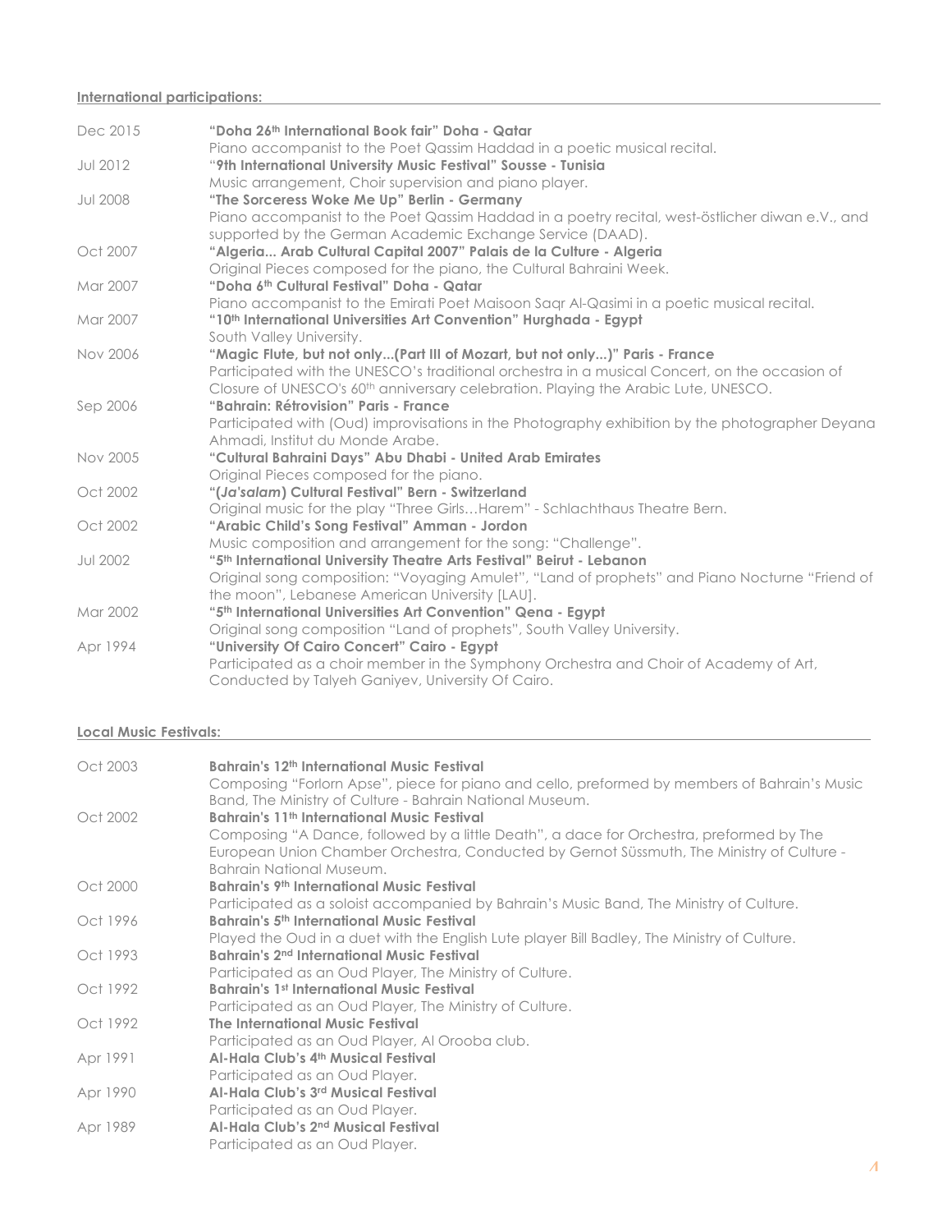**International participations:**

Dec 2015 **"Doha 26th International Book fair" Doha - Qatar**
Piano accompanist to the Poet Qassim Haddad in a poetic musical recital.

Jul 2012 **"9th International University Music Festival" Sousse - Tunisia**
Music arrangement, Choir supervision and piano player.

Jul 2008 **"The Sorceress Woke Me Up" Berlin - Germany**
Piano accompanist to the Poet Qassim Haddad in a poetry recital, west-östlicher diwan e.V., and supported by the German Academic Exchange Service (DAAD).

Oct 2007 **"Algeria... Arab Cultural Capital 2007" Palais de la Culture - Algeria**
Original Pieces composed for the piano, the Cultural Bahraini Week.

Mar 2007 **"Doha 6th Cultural Festival" Doha - Qatar**
Piano accompanist to the Emirati Poet Maisoon Saqr Al-Qasimi in a poetic musical recital.

Mar 2007 **"10th International Universities Art Convention" Hurghada - Egypt**
South Valley University.

Nov 2006 **"Magic Flute, but not only...(Part III of Mozart, but not only...)" Paris - France**
Participated with the UNESCO's traditional orchestra in a musical Concert, on the occasion of Closure of UNESCO's 60th anniversary celebration. Playing the Arabic Lute, UNESCO.

Sep 2006 **"Bahrain: Rétrovision" Paris - France**
Participated with (Oud) improvisations in the Photography exhibition by the photographer Deyana Ahmadi, Institut du Monde Arabe.

Nov 2005 **"Cultural Bahraini Days" Abu Dhabi - United Arab Emirates**
Original Pieces composed for the piano.

Oct 2002 **"(*Ja'salam*) Cultural Festival" Bern - Switzerland**
Original music for the play "Three Girls…Harem" - Schlachthaus Theatre Bern.

Oct 2002 **"Arabic Child's Song Festival" Amman - Jordon**
Music composition and arrangement for the song: "Challenge".

Jul 2002 **"5th International University Theatre Arts Festival" Beirut - Lebanon**
Original song composition: "Voyaging Amulet", "Land of prophets" and Piano Nocturne "Friend of the moon", Lebanese American University [LAU].

Mar 2002 **"5th International Universities Art Convention" Qena - Egypt**
Original song composition "Land of prophets", South Valley University.

Apr 1994 **"University Of Cairo Concert" Cairo - Egypt**
Participated as a choir member in the Symphony Orchestra and Choir of Academy of Art, Conducted by Talyeh Ganiyev, University Of Cairo.

**Local Music Festivals:**

Oct 2003 **Bahrain's 12th International Music Festival**
Composing "Forlorn Apse", piece for piano and cello, preformed by members of Bahrain's Music Band, The Ministry of Culture - Bahrain National Museum.

Oct 2002 **Bahrain's 11th International Music Festival**
Composing "A Dance, followed by a little Death", a dace for Orchestra, preformed by The European Union Chamber Orchestra, Conducted by Gernot Süssmuth, The Ministry of Culture - Bahrain National Museum.

Oct 2000 **Bahrain's 9th International Music Festival**
Participated as a soloist accompanied by Bahrain's Music Band, The Ministry of Culture.

Oct 1996 **Bahrain's 5th International Music Festival**
Played the Oud in a duet with the English Lute player Bill Badley, The Ministry of Culture.

Oct 1993 **Bahrain's 2nd International Music Festival**
Participated as an Oud Player, The Ministry of Culture.

Oct 1992 **Bahrain's 1st International Music Festival**
Participated as an Oud Player, The Ministry of Culture.

Oct 1992 **The International Music Festival**
Participated as an Oud Player, Al Orooba club.

Apr 1991 **Al-Hala Club's 4th Musical Festival**
Participated as an Oud Player.

Apr 1990 **Al-Hala Club's 3rd Musical Festival**
Participated as an Oud Player.

Apr 1989 **Al-Hala Club's 2nd Musical Festival**
Participated as an Oud Player.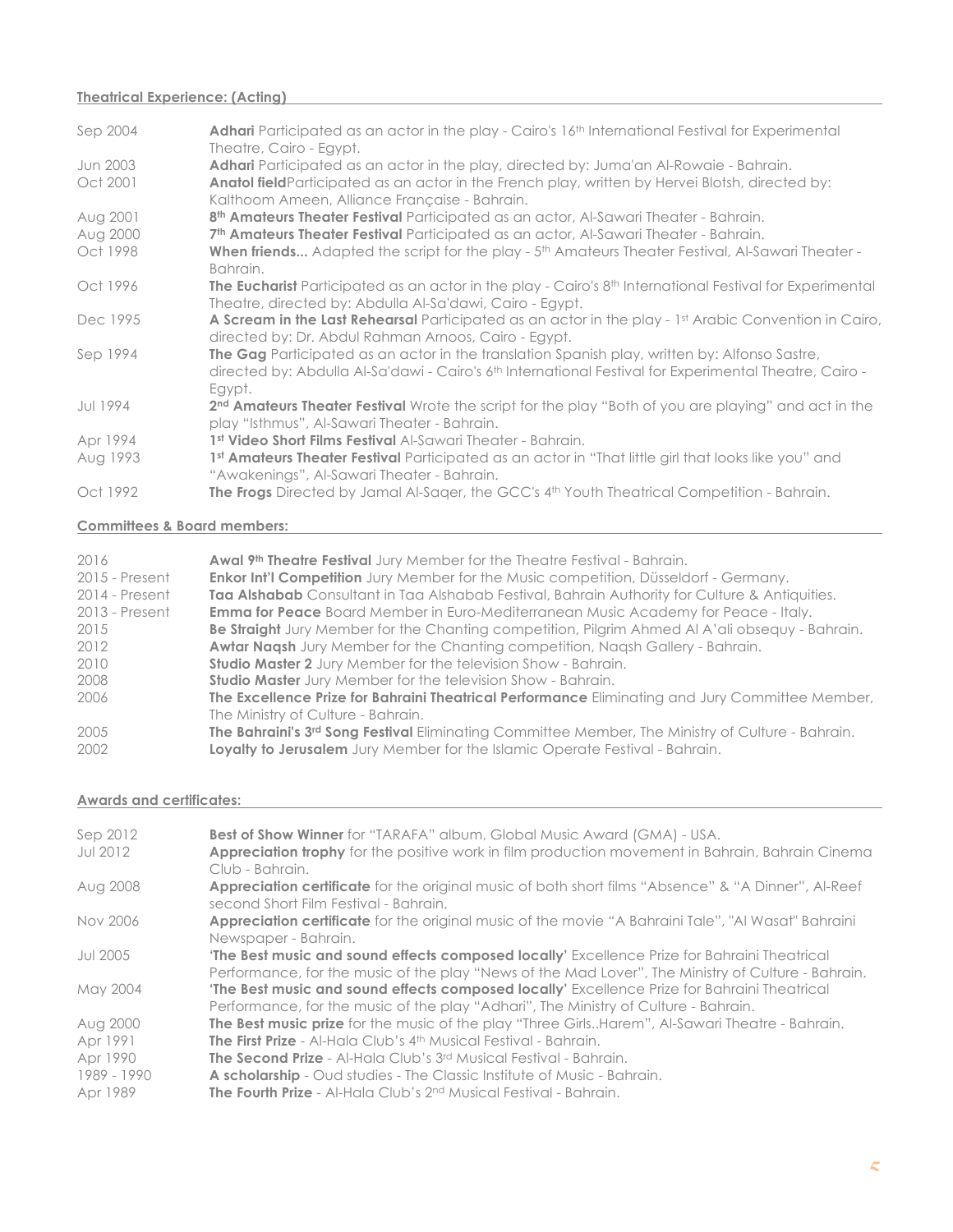## Theatrical Experience: (Acting)

| | |
|---|---|
| Sep 2004 | **Adhari** Participated as an actor in the play - Cairo's 16th International Festival for Experimental Theatre, Cairo - Egypt. |
| Jun 2003 | **Adhari** Participated as an actor in the play, directed by: Juma'an Al-Rowaie - Bahrain. |
| Oct 2001 | **Anatol field**Participated as an actor in the French play, written by Hervei Blotsh, directed by: Kalthoom Ameen, Alliance Française - Bahrain. |
| Aug 2001 | **8th Amateurs Theater Festival** Participated as an actor, Al-Sawari Theater - Bahrain. |
| Aug 2000 | **7th Amateurs Theater Festival** Participated as an actor, Al-Sawari Theater - Bahrain. |
| Oct 1998 | **When friends...** Adapted the script for the play - 5th Amateurs Theater Festival, Al-Sawari Theater - Bahrain. |
| Oct 1996 | **The Eucharist** Participated as an actor in the play - Cairo's 8th International Festival for Experimental Theatre, directed by: Abdulla Al-Sa'dawi, Cairo - Egypt. |
| Dec 1995 | **A Scream in the Last Rehearsal** Participated as an actor in the play - 1st Arabic Convention in Cairo, directed by: Dr. Abdul Rahman Arnoos, Cairo - Egypt. |
| Sep 1994 | **The Gag** Participated as an actor in the translation Spanish play, written by: Alfonso Sastre, directed by: Abdulla Al-Sa'dawi - Cairo's 6th International Festival for Experimental Theatre, Cairo - Egypt. |
| Jul 1994 | **2nd Amateurs Theater Festival** Wrote the script for the play "Both of you are playing" and act in the play "Isthmus", Al-Sawari Theater - Bahrain. |
| Apr 1994 | **1st Video Short Films Festival** Al-Sawari Theater - Bahrain. |
| Aug 1993 | **1st Amateurs Theater Festival** Participated as an actor in "That little girl that looks like you" and "Awakenings", Al-Sawari Theater - Bahrain. |
| Oct 1992 | **The Frogs** Directed by Jamal Al-Saqer, the GCC's 4th Youth Theatrical Competition - Bahrain. |

## Committees & Board members:

| | |
|---|---|
| 2016 | **Awal 9th Theatre Festival** Jury Member for the Theatre Festival - Bahrain. |
| 2015 - Present | **Enkor Int'l Competition** Jury Member for the Music competition, Düsseldorf - Germany. |
| 2014 - Present | **Taa Alshabab** Consultant in Taa Alshabab Festival, Bahrain Authority for Culture & Antiquities. |
| 2013 - Present | **Emma for Peace** Board Member in Euro-Mediterranean Music Academy for Peace - Italy. |
| 2015 | **Be Straight** Jury Member for the Chanting competition, Pilgrim Ahmed Al A'ali obsequy - Bahrain. |
| 2012 | **Awtar Naqsh** Jury Member for the Chanting competition, Naqsh Gallery - Bahrain. |
| 2010 | **Studio Master 2** Jury Member for the television Show - Bahrain. |
| 2008 | **Studio Master** Jury Member for the television Show - Bahrain. |
| 2006 | **The Excellence Prize for Bahraini Theatrical Performance** Eliminating and Jury Committee Member, The Ministry of Culture - Bahrain. |
| 2005 | **The Bahraini's 3rd Song Festival** Eliminating Committee Member, The Ministry of Culture - Bahrain. |
| 2002 | **Loyalty to Jerusalem** Jury Member for the Islamic Operate Festival - Bahrain. |

## Awards and certificates:

| | |
|---|---|
| Sep 2012 | **Best of Show Winner** for "TARAFA" album, Global Music Award (GMA) - USA. |
| Jul 2012 | **Appreciation trophy** for the positive work in film production movement in Bahrain, Bahrain Cinema Club - Bahrain. |
| Aug 2008 | **Appreciation certificate** for the original music of both short films "Absence" & "A Dinner", Al-Reef second Short Film Festival - Bahrain. |
| Nov 2006 | **Appreciation certificate** for the original music of the movie "A Bahraini Tale", "Al Wasat" Bahraini Newspaper - Bahrain. |
| Jul 2005 | **'The Best music and sound effects composed locally'** Excellence Prize for Bahraini Theatrical Performance, for the music of the play "News of the Mad Lover", The Ministry of Culture - Bahrain. |
| May 2004 | **'The Best music and sound effects composed locally'** Excellence Prize for Bahraini Theatrical Performance, for the music of the play "Adhari", The Ministry of Culture - Bahrain. |
| Aug 2000 | **The Best music prize** for the music of the play "Three Girls..Harem", Al-Sawari Theatre - Bahrain. |
| Apr 1991 | **The First Prize** - Al-Hala Club's 4th Musical Festival - Bahrain. |
| Apr 1990 | **The Second Prize** - Al-Hala Club's 3rd Musical Festival - Bahrain. |
| 1989 - 1990 | **A scholarship** - Oud studies - The Classic Institute of Music - Bahrain. |
| Apr 1989 | **The Fourth Prize** - Al-Hala Club's 2nd Musical Festival - Bahrain. |